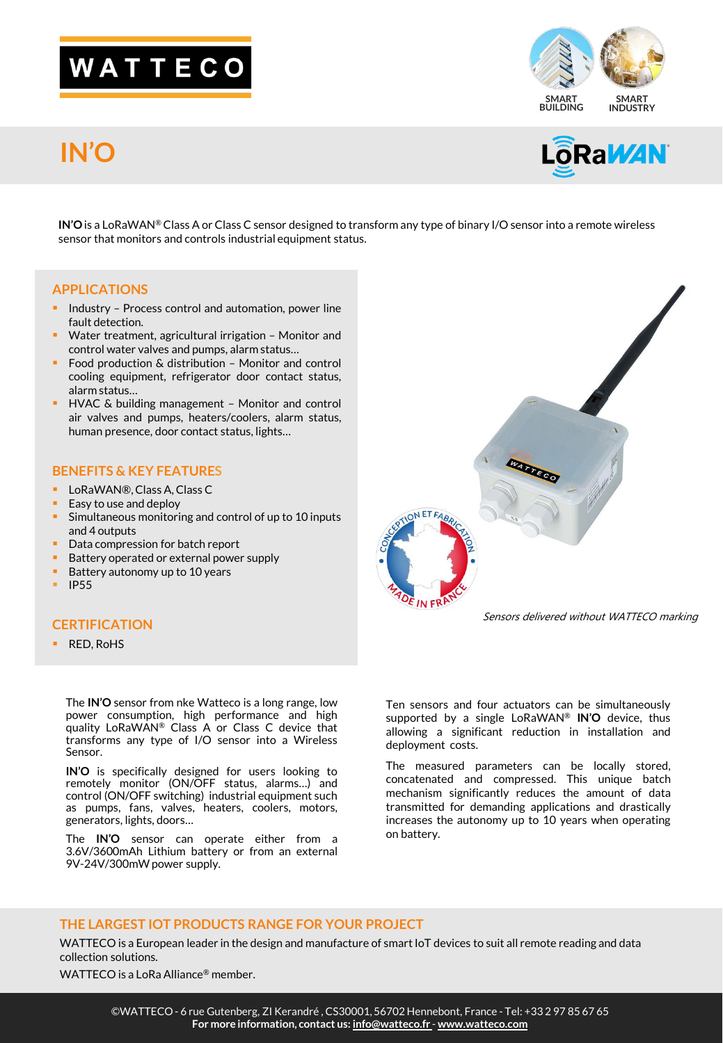WATTECO

SMART BUILDING

SMART INDUSTRY

# IN'O

LoRaWAN

**IN'O** is a LoRaWAN® Class A or Class C sensor designed to transform any type of binary I/O sensor into a remote wireless sensor that monitors and controls industrial equipment status.

## APPLICATIONS

- Industry – Process control and automation, power line fault detection.
- Water treatment, agricultural irrigation – Monitor and control water valves and pumps, alarm status…
- Food production & distribution – Monitor and control cooling equipment, refrigerator door contact status, alarm status…
- HVAC & building management – Monitor and control air valves and pumps, heaters/coolers, alarm status, human presence, door contact status, lights…

## BENEFITS & KEY FEATURES

- LoRaWAN®, Class A, Class C
- Easy to use and deploy
- Simultaneous monitoring and control of up to 10 inputs and 4 outputs
- Data compression for batch report
- Battery operated or external power supply
- Battery autonomy up to 10 years
- IP55

## CERTIFICATION

- RED, RoHS

CONCEPTION ET FABRICATION MADE IN FRANCE

*Sensors delivered without WATTECO marking*

The **IN'O** sensor from nke Watteco is a long range, low power consumption, high performance and high quality LoRaWAN® Class A or Class C device that transforms any type of I/O sensor into a Wireless Sensor.

**IN'O** is specifically designed for users looking to remotely monitor (ON/OFF status, alarms…) and control (ON/OFF switching) industrial equipment such as pumps, fans, valves, heaters, coolers, motors, generators, lights, doors…

The **IN'O** sensor can operate either from a 3.6V/3600mAh Lithium battery or from an external 9V-24V/300mW power supply.

Ten sensors and four actuators can be simultaneously supported by a single LoRaWAN® **IN'O** device, thus allowing a significant reduction in installation and deployment costs.

The measured parameters can be locally stored, concatenated and compressed. This unique batch mechanism significantly reduces the amount of data transmitted for demanding applications and drastically increases the autonomy up to 10 years when operating on battery.

## THE LARGEST IOT PRODUCTS RANGE FOR YOUR PROJECT

WATTECO is a European leader in the design and manufacture of smart IoT devices to suit all remote reading and data collection solutions.

WATTECO is a LoRa Alliance® member.

©WATTECO - 6 rue Gutenberg, ZI Kerandré , CS30001, 56702 Hennebont, France - Tel: +33 2 97 85 67 65
**For more information, contact us: info@watteco.fr - www.watteco.com**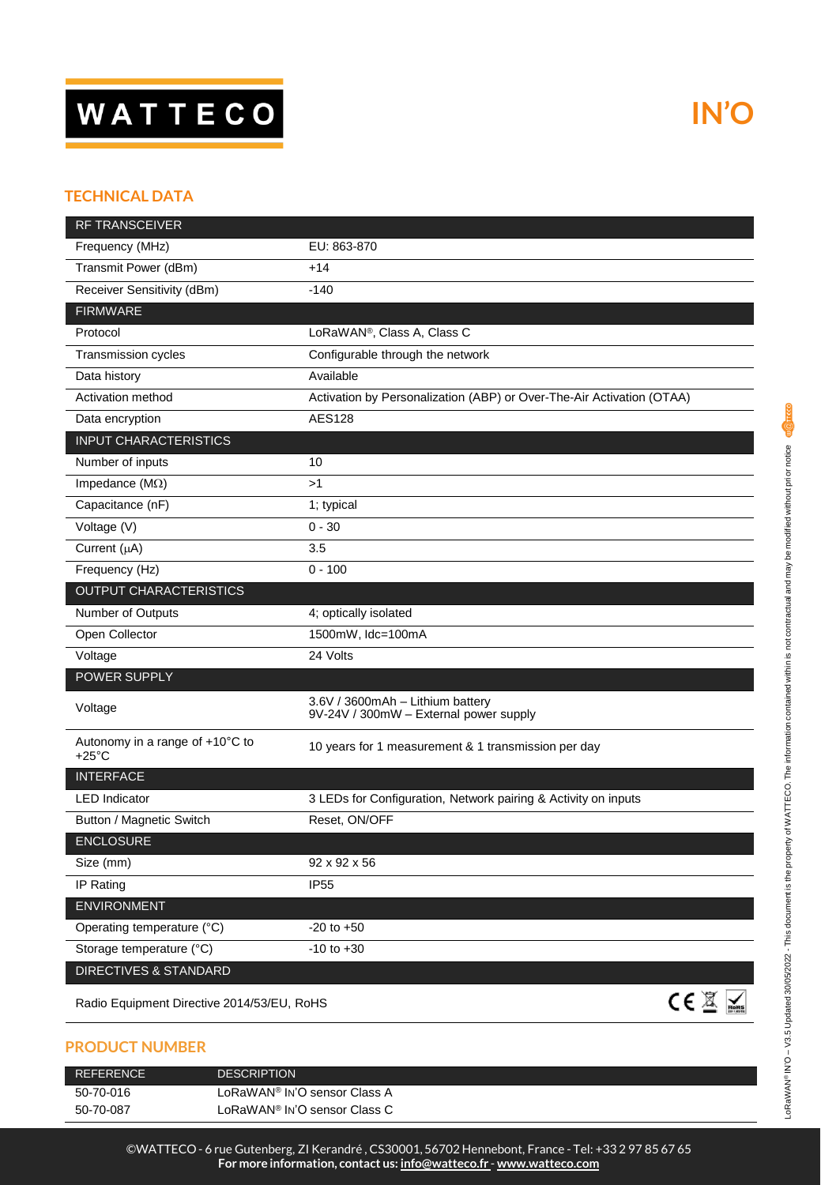WATTECO

# IN'O

## TECHNICAL DATA

| | |
|---|---|
| **RF TRANSCEIVER** | |
| Frequency (MHz) | EU: 863-870 |
| Transmit Power (dBm) | +14 |
| Receiver Sensitivity (dBm) | -140 |
| **FIRMWARE** | |
| Protocol | LoRaWAN®, Class A, Class C |
| Transmission cycles | Configurable through the network |
| Data history | Available |
| Activation method | Activation by Personalization (ABP) or Over-The-Air Activation (OTAA) |
| Data encryption | AES128 |
| **INPUT CHARACTERISTICS** | |
| Number of inputs | 10 |
| Impedance (MΩ) | >1 |
| Capacitance (nF) | 1; typical |
| Voltage (V) | 0 - 30 |
| Current (µA) | 3.5 |
| Frequency (Hz) | 0 - 100 |
| **OUTPUT CHARACTERISTICS** | |
| Number of Outputs | 4; optically isolated |
| Open Collector | 1500mW, Idc=100mA |
| Voltage | 24 Volts |
| **POWER SUPPLY** | |
| Voltage | 3.6V / 3600mAh – Lithium battery<br>9V-24V / 300mW – External power supply |
| Autonomy in a range of +10°C to +25°C | 10 years for 1 measurement & 1 transmission per day |
| **INTERFACE** | |
| LED Indicator | 3 LEDs for Configuration, Network pairing & Activity on inputs |
| Button / Magnetic Switch | Reset, ON/OFF |
| **ENCLOSURE** | |
| Size (mm) | 92 x 92 x 56 |
| IP Rating | IP55 |
| **ENVIRONMENT** | |
| Operating temperature (°C) | -20 to +50 |
| Storage temperature (°C) | -10 to +30 |
| **DIRECTIVES & STANDARD** | |
| Radio Equipment Directive 2014/53/EU, RoHS | |

## PRODUCT NUMBER

| REFERENCE | DESCRIPTION |
|---|---|
| 50-70-016 | LoRaWAN® IN'O sensor Class A |
| 50-70-087 | LoRaWAN® IN'O sensor Class C |

LoRaWAN® IN'O – V3.5 Updated 30/05/2022 - This document is the property of WATTECO. The information contained within is not contractual and may be modified without prior notice

©WATTECO - 6 rue Gutenberg, ZI Kerandré, CS30001, 56702 Hennebont, France - Tel: +33 2 97 85 67 65
**For more information, contact us: info@watteco.fr - www.watteco.com**